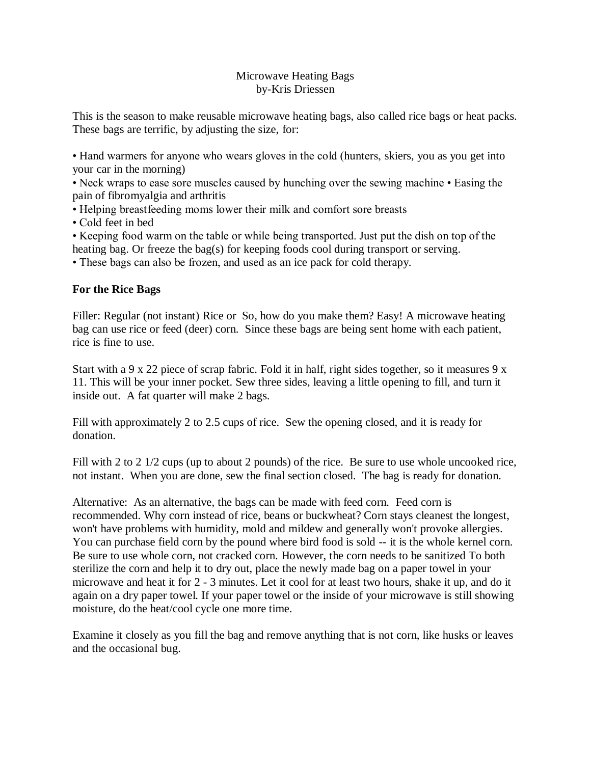Microwave Heating Bags
by-Kris Driessen

This is the season to make reusable microwave heating bags, also called rice bags or heat packs. These bags are terrific, by adjusting the size, for:

• Hand warmers for anyone who wears gloves in the cold (hunters, skiers, you as you get into your car in the morning)
• Neck wraps to ease sore muscles caused by hunching over the sewing machine • Easing the pain of fibromyalgia and arthritis
• Helping breastfeeding moms lower their milk and comfort sore breasts
• Cold feet in bed
• Keeping food warm on the table or while being transported. Just put the dish on top of the heating bag. Or freeze the bag(s) for keeping foods cool during transport or serving.
• These bags can also be frozen, and used as an ice pack for cold therapy.

**For the Rice Bags**

Filler: Regular (not instant) Rice or So, how do you make them? Easy! A microwave heating bag can use rice or feed (deer) corn. Since these bags are being sent home with each patient, rice is fine to use.

Start with a 9 x 22 piece of scrap fabric. Fold it in half, right sides together, so it measures 9 x 11. This will be your inner pocket. Sew three sides, leaving a little opening to fill, and turn it inside out. A fat quarter will make 2 bags.

Fill with approximately 2 to 2.5 cups of rice. Sew the opening closed, and it is ready for donation.

Fill with 2 to 2 1/2 cups (up to about 2 pounds) of the rice. Be sure to use whole uncooked rice, not instant. When you are done, sew the final section closed. The bag is ready for donation.

Alternative: As an alternative, the bags can be made with feed corn. Feed corn is recommended. Why corn instead of rice, beans or buckwheat? Corn stays cleanest the longest, won't have problems with humidity, mold and mildew and generally won't provoke allergies. You can purchase field corn by the pound where bird food is sold -- it is the whole kernel corn. Be sure to use whole corn, not cracked corn. However, the corn needs to be sanitized To both sterilize the corn and help it to dry out, place the newly made bag on a paper towel in your microwave and heat it for 2 - 3 minutes. Let it cool for at least two hours, shake it up, and do it again on a dry paper towel. If your paper towel or the inside of your microwave is still showing moisture, do the heat/cool cycle one more time.

Examine it closely as you fill the bag and remove anything that is not corn, like husks or leaves and the occasional bug.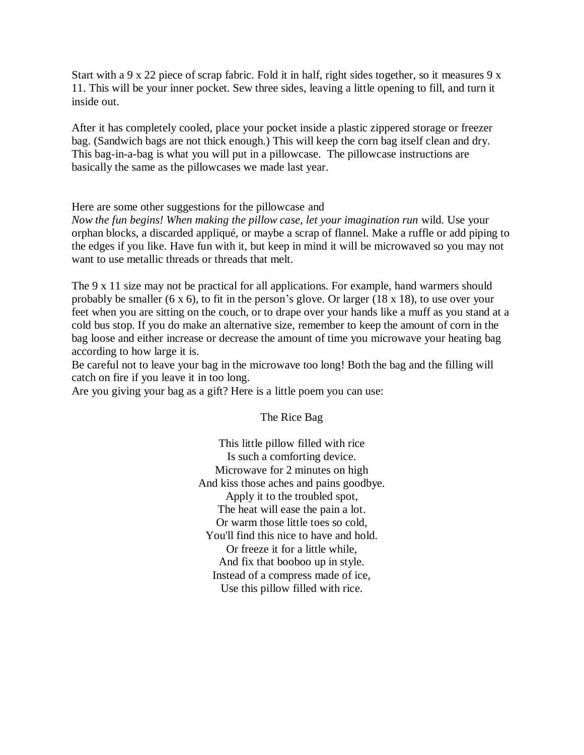Start with a 9 x 22 piece of scrap fabric. Fold it in half, right sides together, so it measures 9 x 11. This will be your inner pocket. Sew three sides, leaving a little opening to fill, and turn it inside out.

After it has completely cooled, place your pocket inside a plastic zippered storage or freezer bag. (Sandwich bags are not thick enough.) This will keep the corn bag itself clean and dry. This bag-in-a-bag is what you will put in a pillowcase. The pillowcase instructions are basically the same as the pillowcases we made last year.

Here are some other suggestions for the pillowcase and
*Now the fun begins! When making the pillow case, let your imagination run* wild. Use your orphan blocks, a discarded appliqué, or maybe a scrap of flannel. Make a ruffle or add piping to the edges if you like. Have fun with it, but keep in mind it will be microwaved so you may not want to use metallic threads or threads that melt.

The 9 x 11 size may not be practical for all applications. For example, hand warmers should probably be smaller (6 x 6), to fit in the person's glove. Or larger (18 x 18), to use over your feet when you are sitting on the couch, or to drape over your hands like a muff as you stand at a cold bus stop. If you do make an alternative size, remember to keep the amount of corn in the bag loose and either increase or decrease the amount of time you microwave your heating bag according to how large it is.

Be careful not to leave your bag in the microwave too long! Both the bag and the filling will catch on fire if you leave it in too long.

Are you giving your bag as a gift? Here is a little poem you can use:

The Rice Bag

This little pillow filled with rice
Is such a comforting device.
Microwave for 2 minutes on high
And kiss those aches and pains goodbye.
Apply it to the troubled spot,
The heat will ease the pain a lot.
Or warm those little toes so cold,
You'll find this nice to have and hold.
Or freeze it for a little while,
And fix that booboo up in style.
Instead of a compress made of ice,
Use this pillow filled with rice.